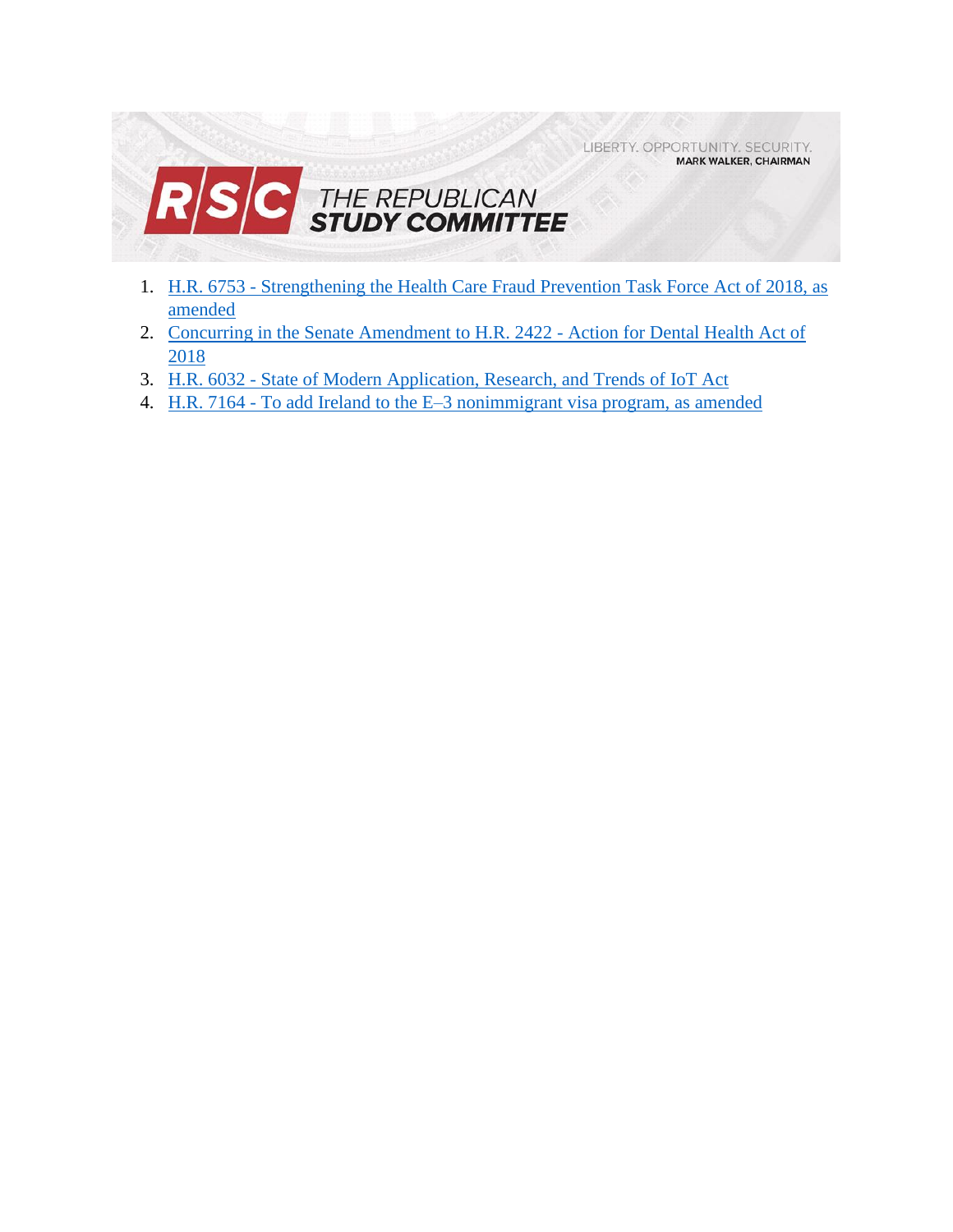LIBERTY. OPPORTUNITY. SECURITY.
**MARK WALKER, CHAIRMAN**

# RSC THE REPUBLICAN STUDY COMMITTEE

1. H.R. 6753 - Strengthening the Health Care Fraud Prevention Task Force Act of 2018, as amended
2. Concurring in the Senate Amendment to H.R. 2422 - Action for Dental Health Act of 2018
3. H.R. 6032 - State of Modern Application, Research, and Trends of IoT Act
4. H.R. 7164 - To add Ireland to the E–3 nonimmigrant visa program, as amended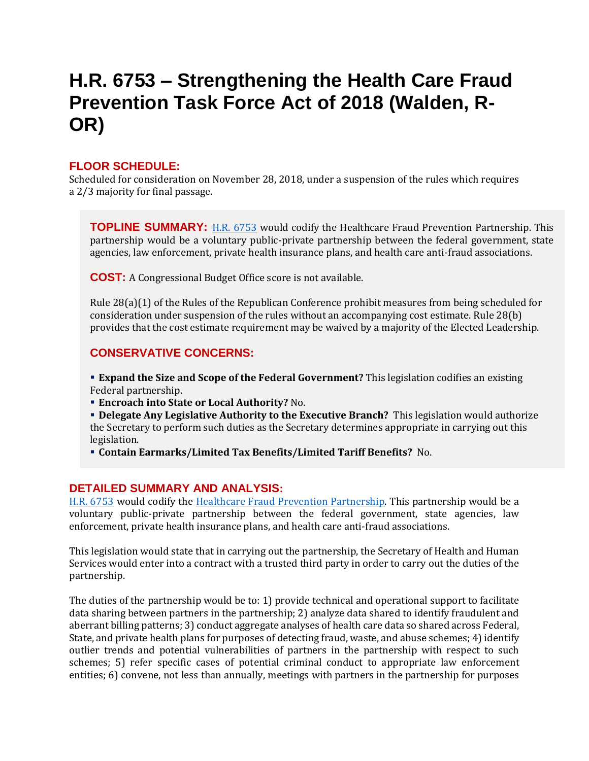# H.R. 6753 – Strengthening the Health Care Fraud Prevention Task Force Act of 2018 (Walden, R-OR)

## FLOOR SCHEDULE:

Scheduled for consideration on November 28, 2018, under a suspension of the rules which requires a 2/3 majority for final passage.

**TOPLINE SUMMARY:** [H.R. 6753](https://www.congress.gov/bill/115th-congress/house-bill/6753) would codify the Healthcare Fraud Prevention Partnership. This partnership would be a voluntary public-private partnership between the federal government, state agencies, law enforcement, private health insurance plans, and health care anti-fraud associations.

**COST:** A Congressional Budget Office score is not available.

Rule 28(a)(1) of the Rules of the Republican Conference prohibit measures from being scheduled for consideration under suspension of the rules without an accompanying cost estimate. Rule 28(b) provides that the cost estimate requirement may be waived by a majority of the Elected Leadership.

## CONSERVATIVE CONCERNS:

- **Expand the Size and Scope of the Federal Government?** This legislation codifies an existing Federal partnership.
- **Encroach into State or Local Authority?** No.
- **Delegate Any Legislative Authority to the Executive Branch?** This legislation would authorize the Secretary to perform such duties as the Secretary determines appropriate in carrying out this legislation.
- **Contain Earmarks/Limited Tax Benefits/Limited Tariff Benefits?** No.

## DETAILED SUMMARY AND ANALYSIS:

[H.R. 6753](https://www.congress.gov/bill/115th-congress/house-bill/6753) would codify the [Healthcare Fraud Prevention Partnership](https://hfpp.cms.gov/). This partnership would be a voluntary public-private partnership between the federal government, state agencies, law enforcement, private health insurance plans, and health care anti-fraud associations.

This legislation would state that in carrying out the partnership, the Secretary of Health and Human Services would enter into a contract with a trusted third party in order to carry out the duties of the partnership.

The duties of the partnership would be to: 1) provide technical and operational support to facilitate data sharing between partners in the partnership; 2) analyze data shared to identify fraudulent and aberrant billing patterns; 3) conduct aggregate analyses of health care data so shared across Federal, State, and private health plans for purposes of detecting fraud, waste, and abuse schemes; 4) identify outlier trends and potential vulnerabilities of partners in the partnership with respect to such schemes; 5) refer specific cases of potential criminal conduct to appropriate law enforcement entities; 6) convene, not less than annually, meetings with partners in the partnership for purposes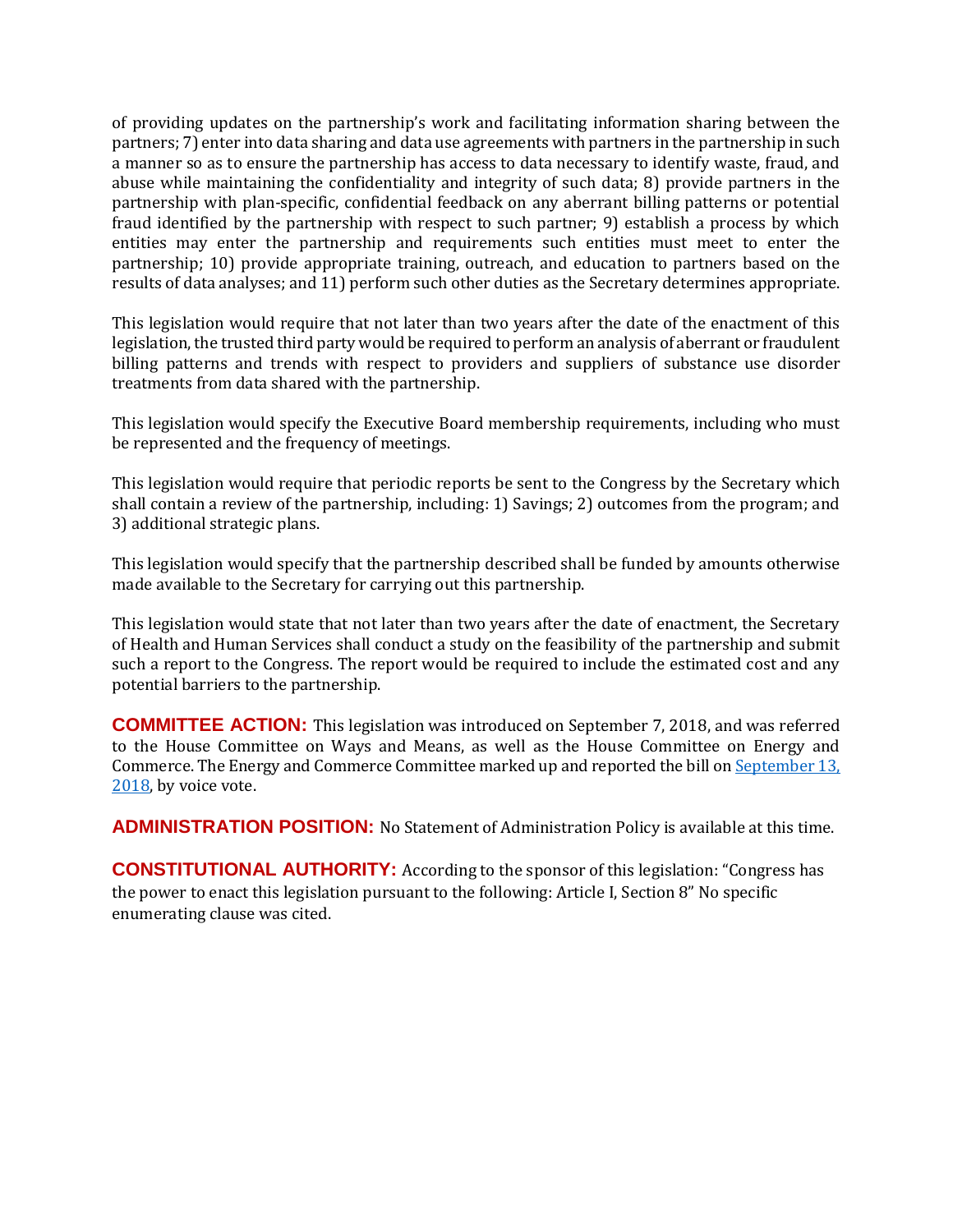of providing updates on the partnership's work and facilitating information sharing between the partners; 7) enter into data sharing and data use agreements with partners in the partnership in such a manner so as to ensure the partnership has access to data necessary to identify waste, fraud, and abuse while maintaining the confidentiality and integrity of such data; 8) provide partners in the partnership with plan-specific, confidential feedback on any aberrant billing patterns or potential fraud identified by the partnership with respect to such partner; 9) establish a process by which entities may enter the partnership and requirements such entities must meet to enter the partnership; 10) provide appropriate training, outreach, and education to partners based on the results of data analyses; and 11) perform such other duties as the Secretary determines appropriate.

This legislation would require that not later than two years after the date of the enactment of this legislation, the trusted third party would be required to perform an analysis of aberrant or fraudulent billing patterns and trends with respect to providers and suppliers of substance use disorder treatments from data shared with the partnership.

This legislation would specify the Executive Board membership requirements, including who must be represented and the frequency of meetings.

This legislation would require that periodic reports be sent to the Congress by the Secretary which shall contain a review of the partnership, including: 1) Savings; 2) outcomes from the program; and 3) additional strategic plans.

This legislation would specify that the partnership described shall be funded by amounts otherwise made available to the Secretary for carrying out this partnership.

This legislation would state that not later than two years after the date of enactment, the Secretary of Health and Human Services shall conduct a study on the feasibility of the partnership and submit such a report to the Congress. The report would be required to include the estimated cost and any potential barriers to the partnership.

**COMMITTEE ACTION:** This legislation was introduced on September 7, 2018, and was referred to the House Committee on Ways and Means, as well as the House Committee on Energy and Commerce. The Energy and Commerce Committee marked up and reported the bill on September 13, 2018, by voice vote.

**ADMINISTRATION POSITION:** No Statement of Administration Policy is available at this time.

**CONSTITUTIONAL AUTHORITY:** According to the sponsor of this legislation: "Congress has the power to enact this legislation pursuant to the following: Article I, Section 8" No specific enumerating clause was cited.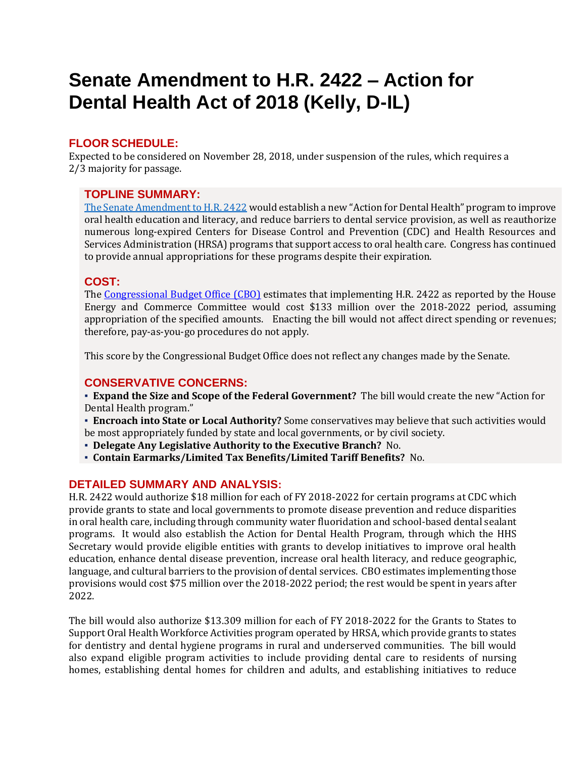# Senate Amendment to H.R. 2422 – Action for Dental Health Act of 2018 (Kelly, D-IL)

## FLOOR SCHEDULE:

Expected to be considered on November 28, 2018, under suspension of the rules, which requires a 2/3 majority for passage.

## TOPLINE SUMMARY:

[The Senate Amendment to H.R. 2422](#) would establish a new "Action for Dental Health" program to improve oral health education and literacy, and reduce barriers to dental service provision, as well as reauthorize numerous long-expired Centers for Disease Control and Prevention (CDC) and Health Resources and Services Administration (HRSA) programs that support access to oral health care. Congress has continued to provide annual appropriations for these programs despite their expiration.

## COST:

The [Congressional Budget Office (CBO)](#) estimates that implementing H.R. 2422 as reported by the House Energy and Commerce Committee would cost $133 million over the 2018-2022 period, assuming appropriation of the specified amounts. Enacting the bill would not affect direct spending or revenues; therefore, pay-as-you-go procedures do not apply.

This score by the Congressional Budget Office does not reflect any changes made by the Senate.

## CONSERVATIVE CONCERNS:

- **Expand the Size and Scope of the Federal Government?** The bill would create the new "Action for Dental Health program."
- **Encroach into State or Local Authority?** Some conservatives may believe that such activities would be most appropriately funded by state and local governments, or by civil society.
- **Delegate Any Legislative Authority to the Executive Branch?** No.
- **Contain Earmarks/Limited Tax Benefits/Limited Tariff Benefits?** No.

## DETAILED SUMMARY AND ANALYSIS:

H.R. 2422 would authorize $18 million for each of FY 2018-2022 for certain programs at CDC which provide grants to state and local governments to promote disease prevention and reduce disparities in oral health care, including through community water fluoridation and school-based dental sealant programs. It would also establish the Action for Dental Health Program, through which the HHS Secretary would provide eligible entities with grants to develop initiatives to improve oral health education, enhance dental disease prevention, increase oral health literacy, and reduce geographic, language, and cultural barriers to the provision of dental services. CBO estimates implementing those provisions would cost $75 million over the 2018-2022 period; the rest would be spent in years after 2022.

The bill would also authorize $13.309 million for each of FY 2018-2022 for the Grants to States to Support Oral Health Workforce Activities program operated by HRSA, which provide grants to states for dentistry and dental hygiene programs in rural and underserved communities. The bill would also expand eligible program activities to include providing dental care to residents of nursing homes, establishing dental homes for children and adults, and establishing initiatives to reduce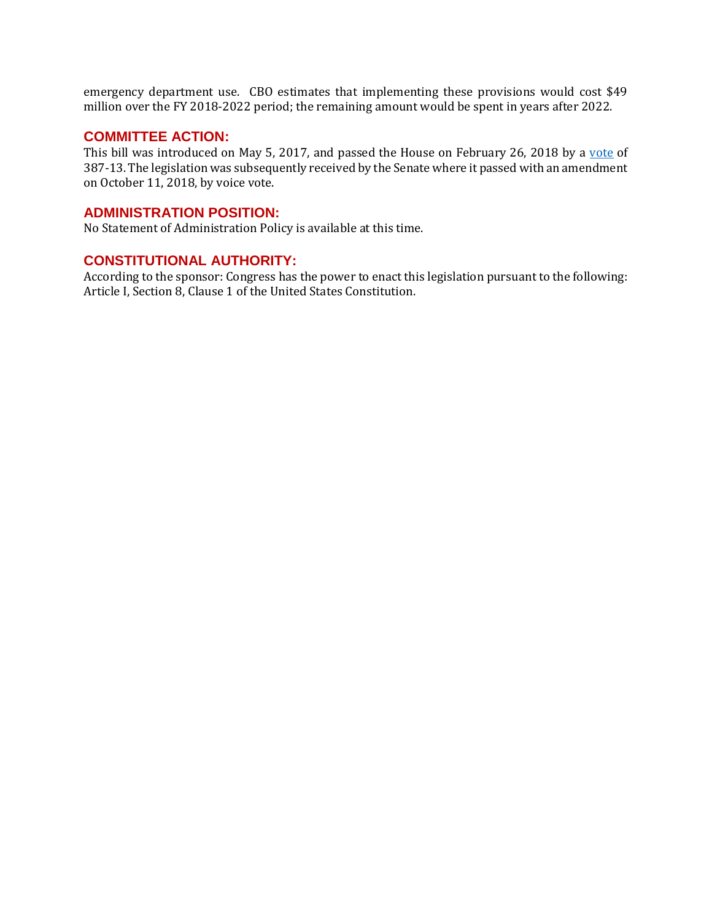emergency department use. CBO estimates that implementing these provisions would cost $49 million over the FY 2018-2022 period; the remaining amount would be spent in years after 2022.

## COMMITTEE ACTION:

This bill was introduced on May 5, 2017, and passed the House on February 26, 2018 by a vote of 387-13. The legislation was subsequently received by the Senate where it passed with an amendment on October 11, 2018, by voice vote.

## ADMINISTRATION POSITION:

No Statement of Administration Policy is available at this time.

## CONSTITUTIONAL AUTHORITY:

According to the sponsor: Congress has the power to enact this legislation pursuant to the following: Article I, Section 8, Clause 1 of the United States Constitution.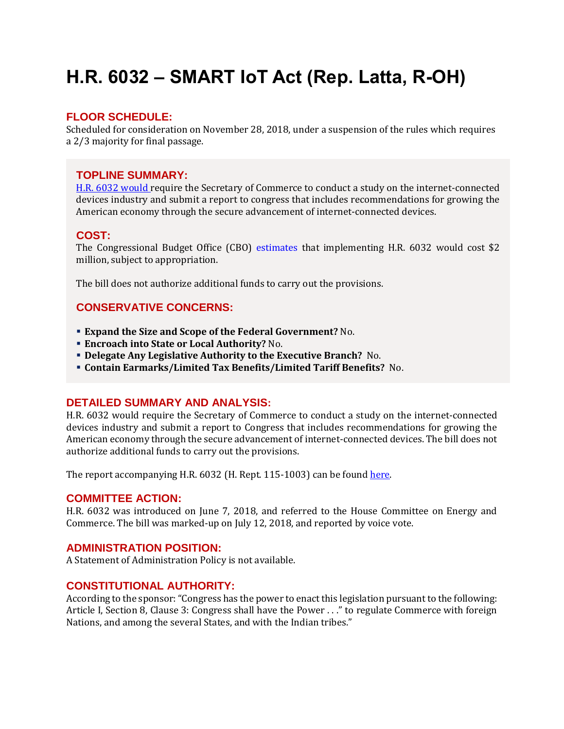# H.R. 6032 – SMART IoT Act (Rep. Latta, R-OH)

## FLOOR SCHEDULE:

Scheduled for consideration on November 28, 2018, under a suspension of the rules which requires a 2/3 majority for final passage.

## TOPLINE SUMMARY:

H.R. 6032 would require the Secretary of Commerce to conduct a study on the internet-connected devices industry and submit a report to congress that includes recommendations for growing the American economy through the secure advancement of internet-connected devices.

## COST:

The Congressional Budget Office (CBO) estimates that implementing H.R. 6032 would cost $2 million, subject to appropriation.

The bill does not authorize additional funds to carry out the provisions.

## CONSERVATIVE CONCERNS:

- **Expand the Size and Scope of the Federal Government?** No.
- **Encroach into State or Local Authority?** No.
- **Delegate Any Legislative Authority to the Executive Branch?** No.
- **Contain Earmarks/Limited Tax Benefits/Limited Tariff Benefits?** No.

## DETAILED SUMMARY AND ANALYSIS:

H.R. 6032 would require the Secretary of Commerce to conduct a study on the internet-connected devices industry and submit a report to Congress that includes recommendations for growing the American economy through the secure advancement of internet-connected devices. The bill does not authorize additional funds to carry out the provisions.

The report accompanying H.R. 6032 (H. Rept. 115-1003) can be found here.

## COMMITTEE ACTION:

H.R. 6032 was introduced on June 7, 2018, and referred to the House Committee on Energy and Commerce. The bill was marked-up on July 12, 2018, and reported by voice vote.

## ADMINISTRATION POSITION:

A Statement of Administration Policy is not available.

## CONSTITUTIONAL AUTHORITY:

According to the sponsor: "Congress has the power to enact this legislation pursuant to the following: Article I, Section 8, Clause 3: Congress shall have the Power . . ." to regulate Commerce with foreign Nations, and among the several States, and with the Indian tribes."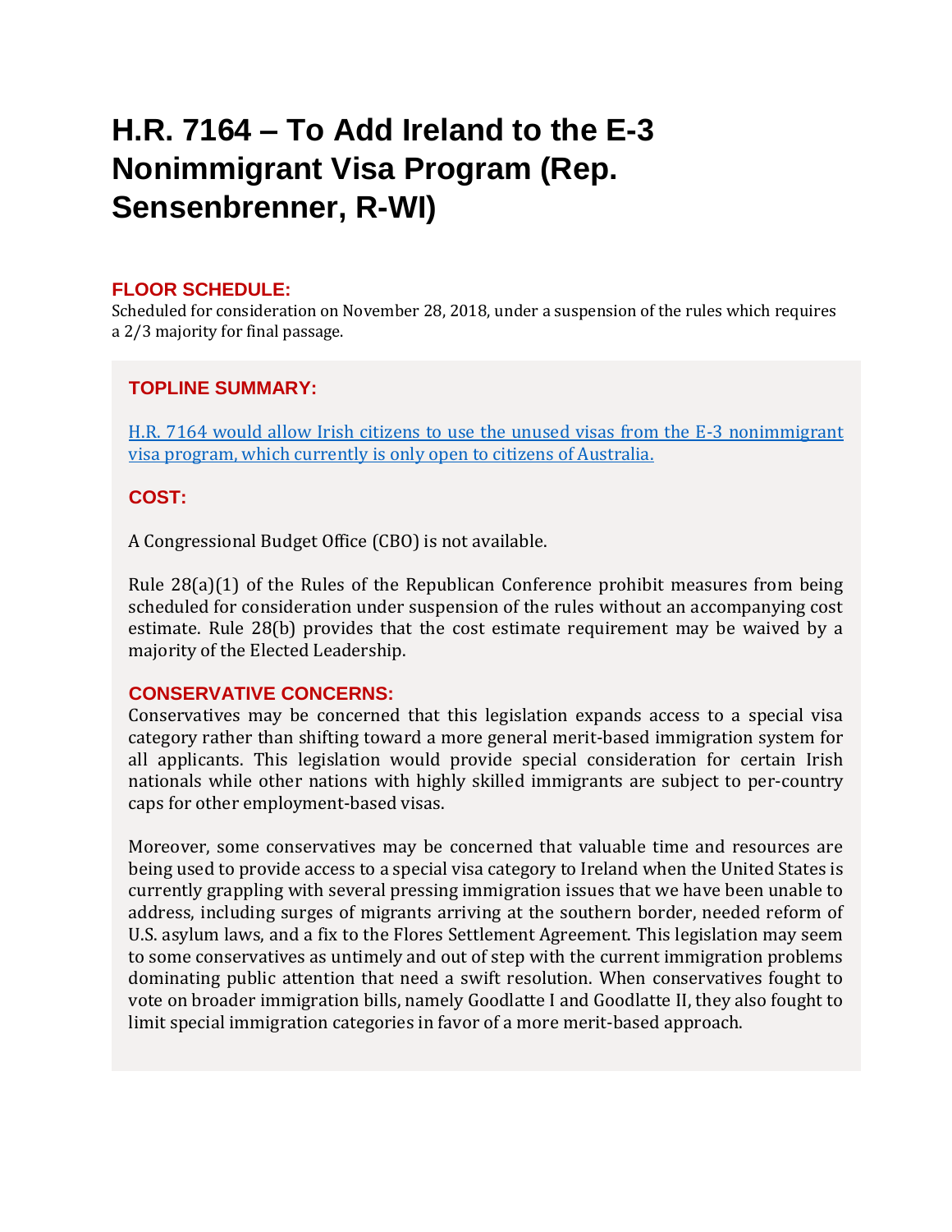# H.R. 7164 – To Add Ireland to the E-3 Nonimmigrant Visa Program (Rep. Sensenbrenner, R-WI)

## FLOOR SCHEDULE:

Scheduled for consideration on November 28, 2018, under a suspension of the rules which requires a 2/3 majority for final passage.

## TOPLINE SUMMARY:

H.R. 7164 would allow Irish citizens to use the unused visas from the E-3 nonimmigrant visa program, which currently is only open to citizens of Australia.

## COST:

A Congressional Budget Office (CBO) is not available.

Rule 28(a)(1) of the Rules of the Republican Conference prohibit measures from being scheduled for consideration under suspension of the rules without an accompanying cost estimate. Rule 28(b) provides that the cost estimate requirement may be waived by a majority of the Elected Leadership.

## CONSERVATIVE CONCERNS:

Conservatives may be concerned that this legislation expands access to a special visa category rather than shifting toward a more general merit-based immigration system for all applicants. This legislation would provide special consideration for certain Irish nationals while other nations with highly skilled immigrants are subject to per-country caps for other employment-based visas.

Moreover, some conservatives may be concerned that valuable time and resources are being used to provide access to a special visa category to Ireland when the United States is currently grappling with several pressing immigration issues that we have been unable to address, including surges of migrants arriving at the southern border, needed reform of U.S. asylum laws, and a fix to the Flores Settlement Agreement. This legislation may seem to some conservatives as untimely and out of step with the current immigration problems dominating public attention that need a swift resolution. When conservatives fought to vote on broader immigration bills, namely Goodlatte I and Goodlatte II, they also fought to limit special immigration categories in favor of a more merit-based approach.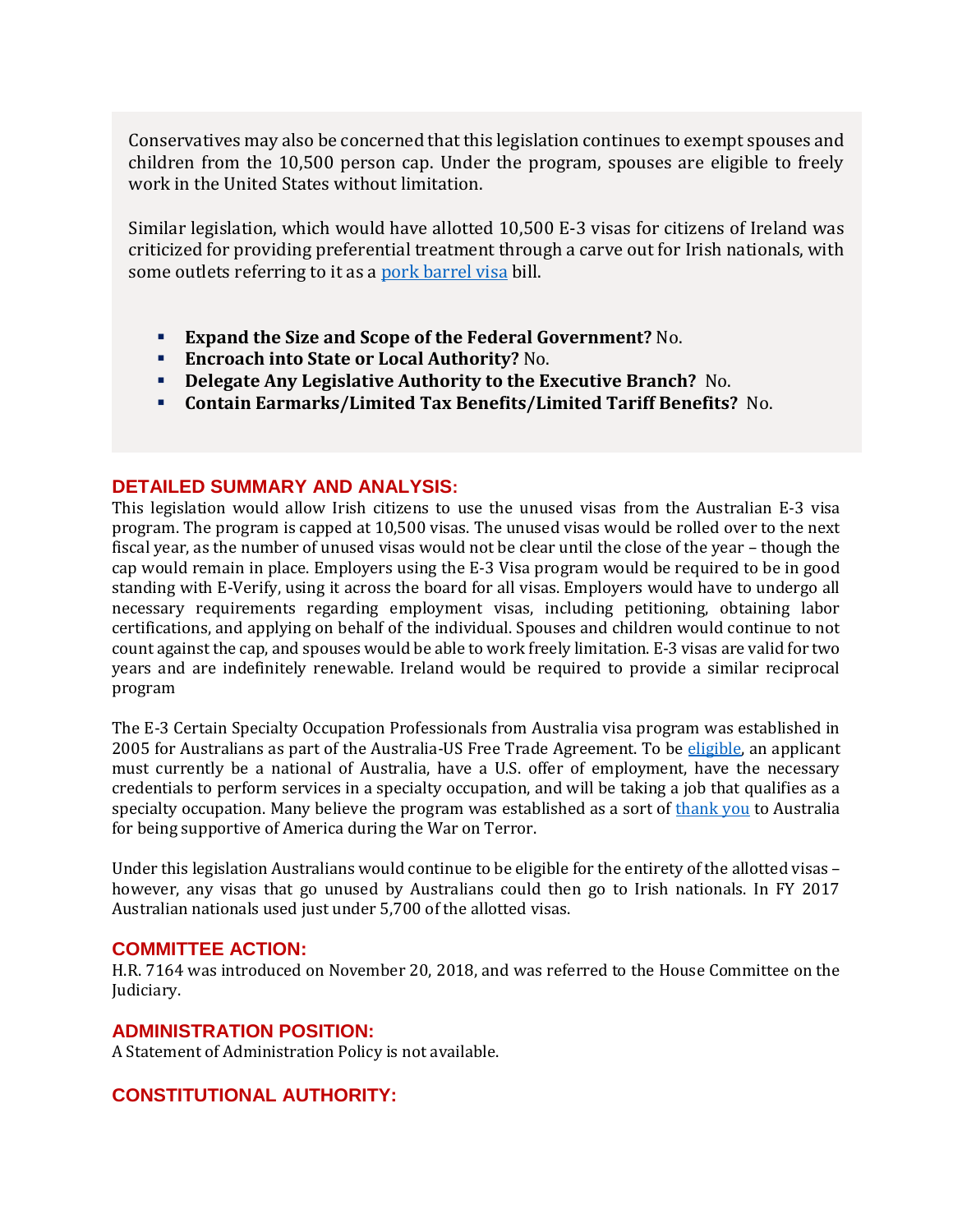Conservatives may also be concerned that this legislation continues to exempt spouses and children from the 10,500 person cap. Under the program, spouses are eligible to freely work in the United States without limitation.

Similar legislation, which would have allotted 10,500 E-3 visas for citizens of Ireland was criticized for providing preferential treatment through a carve out for Irish nationals, with some outlets referring to it as a pork barrel visa bill.

- **Expand the Size and Scope of the Federal Government?** No.
- **Encroach into State or Local Authority?** No.
- **Delegate Any Legislative Authority to the Executive Branch?** No.
- **Contain Earmarks/Limited Tax Benefits/Limited Tariff Benefits?** No.

## DETAILED SUMMARY AND ANALYSIS:

This legislation would allow Irish citizens to use the unused visas from the Australian E-3 visa program. The program is capped at 10,500 visas. The unused visas would be rolled over to the next fiscal year, as the number of unused visas would not be clear until the close of the year – though the cap would remain in place. Employers using the E-3 Visa program would be required to be in good standing with E-Verify, using it across the board for all visas. Employers would have to undergo all necessary requirements regarding employment visas, including petitioning, obtaining labor certifications, and applying on behalf of the individual. Spouses and children would continue to not count against the cap, and spouses would be able to work freely limitation. E-3 visas are valid for two years and are indefinitely renewable. Ireland would be required to provide a similar reciprocal program

The E-3 Certain Specialty Occupation Professionals from Australia visa program was established in 2005 for Australians as part of the Australia-US Free Trade Agreement. To be eligible, an applicant must currently be a national of Australia, have a U.S. offer of employment, have the necessary credentials to perform services in a specialty occupation, and will be taking a job that qualifies as a specialty occupation. Many believe the program was established as a sort of thank you to Australia for being supportive of America during the War on Terror.

Under this legislation Australians would continue to be eligible for the entirety of the allotted visas – however, any visas that go unused by Australians could then go to Irish nationals. In FY 2017 Australian nationals used just under 5,700 of the allotted visas.

## COMMITTEE ACTION:

H.R. 7164 was introduced on November 20, 2018, and was referred to the House Committee on the Judiciary.

## ADMINISTRATION POSITION:

A Statement of Administration Policy is not available.

## CONSTITUTIONAL AUTHORITY: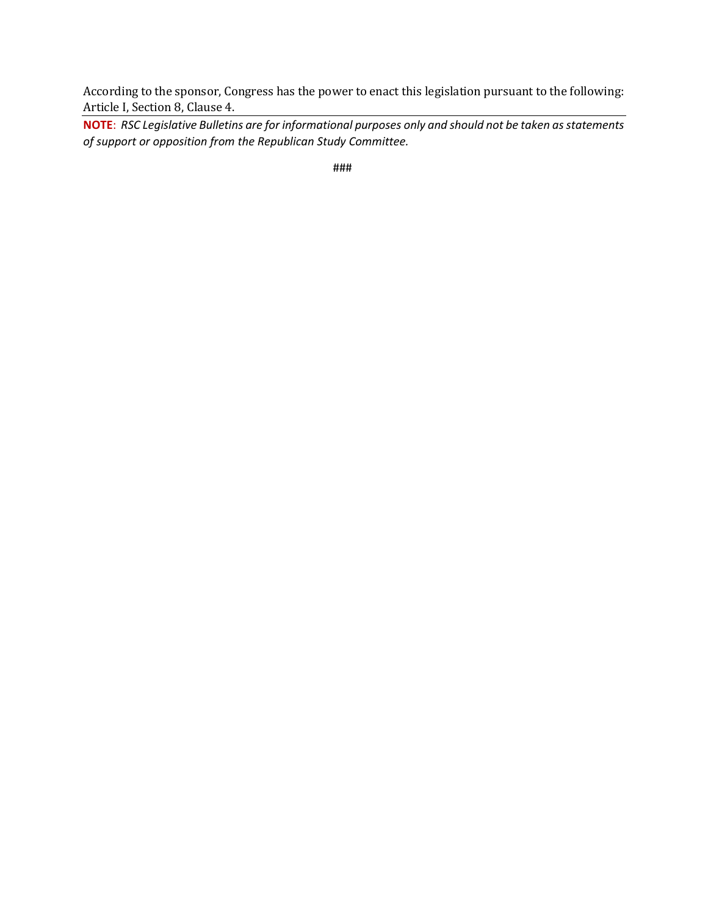According to the sponsor, Congress has the power to enact this legislation pursuant to the following: Article I, Section 8, Clause 4.

---

**NOTE**: *RSC Legislative Bulletins are for informational purposes only and should not be taken as statements of support or opposition from the Republican Study Committee.*

###